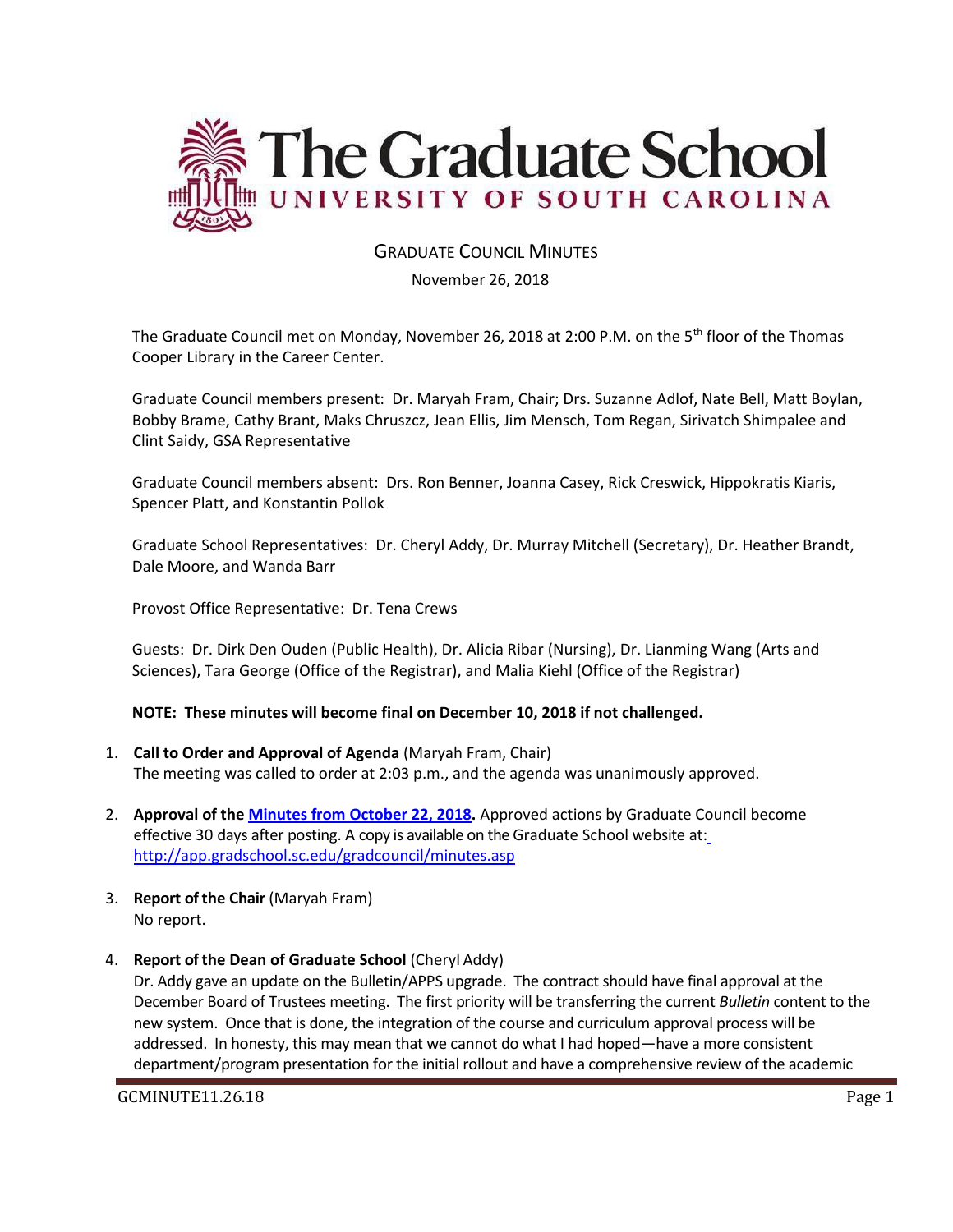# The Graduate School
## UNIVERSITY OF SOUTH CAROLINA

GRADUATE COUNCIL MINUTES

November 26, 2018

The Graduate Council met on Monday, November 26, 2018 at 2:00 P.M. on the 5th floor of the Thomas Cooper Library in the Career Center.

Graduate Council members present: Dr. Maryah Fram, Chair; Drs. Suzanne Adlof, Nate Bell, Matt Boylan, Bobby Brame, Cathy Brant, Maks Chruszcz, Jean Ellis, Jim Mensch, Tom Regan, Sirivatch Shimpalee and Clint Saidy, GSA Representative

Graduate Council members absent: Drs. Ron Benner, Joanna Casey, Rick Creswick, Hippokratis Kiaris, Spencer Platt, and Konstantin Pollok

Graduate School Representatives: Dr. Cheryl Addy, Dr. Murray Mitchell (Secretary), Dr. Heather Brandt, Dale Moore, and Wanda Barr

Provost Office Representative: Dr. Tena Crews

Guests: Dr. Dirk Den Ouden (Public Health), Dr. Alicia Ribar (Nursing), Dr. Lianming Wang (Arts and Sciences), Tara George (Office of the Registrar), and Malia Kiehl (Office of the Registrar)

**NOTE: These minutes will become final on December 10, 2018 if not challenged.**

1. **Call to Order and Approval of Agenda** (Maryah Fram, Chair)
   The meeting was called to order at 2:03 p.m., and the agenda was unanimously approved.

2. **Approval of the Minutes from October 22, 2018.** Approved actions by Graduate Council become effective 30 days after posting. A copy is available on the Graduate School website at: http://app.gradschool.sc.edu/gradcouncil/minutes.asp

3. **Report of the Chair** (Maryah Fram)
   No report.

4. **Report of the Dean of Graduate School** (Cheryl Addy)
   Dr. Addy gave an update on the Bulletin/APPS upgrade. The contract should have final approval at the December Board of Trustees meeting. The first priority will be transferring the current *Bulletin* content to the new system. Once that is done, the integration of the course and curriculum approval process will be addressed. In honesty, this may mean that we cannot do what I had hoped—have a more consistent department/program presentation for the initial rollout and have a comprehensive review of the academic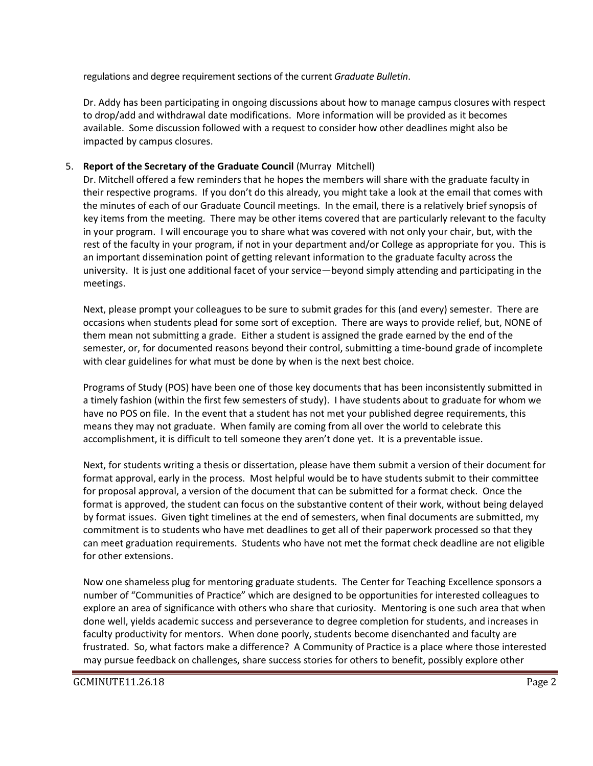regulations and degree requirement sections of the current *Graduate Bulletin*.

Dr. Addy has been participating in ongoing discussions about how to manage campus closures with respect to drop/add and withdrawal date modifications. More information will be provided as it becomes available. Some discussion followed with a request to consider how other deadlines might also be impacted by campus closures.

5. **Report of the Secretary of the Graduate Council** (Murray Mitchell)

   Dr. Mitchell offered a few reminders that he hopes the members will share with the graduate faculty in their respective programs. If you don't do this already, you might take a look at the email that comes with the minutes of each of our Graduate Council meetings. In the email, there is a relatively brief synopsis of key items from the meeting. There may be other items covered that are particularly relevant to the faculty in your program. I will encourage you to share what was covered with not only your chair, but, with the rest of the faculty in your program, if not in your department and/or College as appropriate for you. This is an important dissemination point of getting relevant information to the graduate faculty across the university. It is just one additional facet of your service—beyond simply attending and participating in the meetings.

   Next, please prompt your colleagues to be sure to submit grades for this (and every) semester. There are occasions when students plead for some sort of exception. There are ways to provide relief, but, NONE of them mean not submitting a grade. Either a student is assigned the grade earned by the end of the semester, or, for documented reasons beyond their control, submitting a time-bound grade of incomplete with clear guidelines for what must be done by when is the next best choice.

   Programs of Study (POS) have been one of those key documents that has been inconsistently submitted in a timely fashion (within the first few semesters of study). I have students about to graduate for whom we have no POS on file. In the event that a student has not met your published degree requirements, this means they may not graduate. When family are coming from all over the world to celebrate this accomplishment, it is difficult to tell someone they aren't done yet. It is a preventable issue.

   Next, for students writing a thesis or dissertation, please have them submit a version of their document for format approval, early in the process. Most helpful would be to have students submit to their committee for proposal approval, a version of the document that can be submitted for a format check. Once the format is approved, the student can focus on the substantive content of their work, without being delayed by format issues. Given tight timelines at the end of semesters, when final documents are submitted, my commitment is to students who have met deadlines to get all of their paperwork processed so that they can meet graduation requirements. Students who have not met the format check deadline are not eligible for other extensions.

   Now one shameless plug for mentoring graduate students. The Center for Teaching Excellence sponsors a number of "Communities of Practice" which are designed to be opportunities for interested colleagues to explore an area of significance with others who share that curiosity. Mentoring is one such area that when done well, yields academic success and perseverance to degree completion for students, and increases in faculty productivity for mentors. When done poorly, students become disenchanted and faculty are frustrated. So, what factors make a difference? A Community of Practice is a place where those interested may pursue feedback on challenges, share success stories for others to benefit, possibly explore other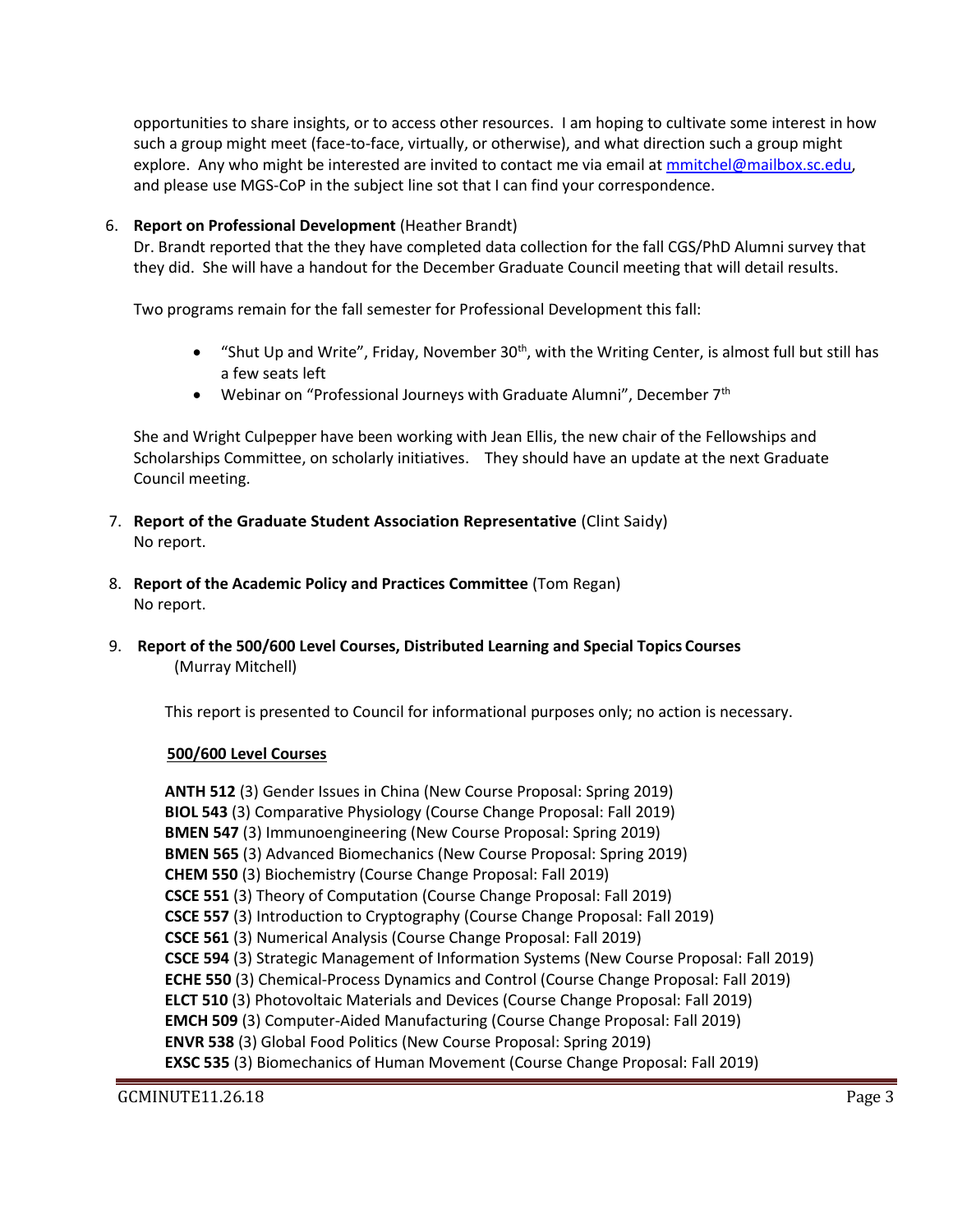opportunities to share insights, or to access other resources. I am hoping to cultivate some interest in how such a group might meet (face-to-face, virtually, or otherwise), and what direction such a group might explore. Any who might be interested are invited to contact me via email at mmitchel@mailbox.sc.edu, and please use MGS-CoP in the subject line sot that I can find your correspondence.

6. **Report on Professional Development** (Heather Brandt)
   Dr. Brandt reported that the they have completed data collection for the fall CGS/PhD Alumni survey that they did. She will have a handout for the December Graduate Council meeting that will detail results.

   Two programs remain for the fall semester for Professional Development this fall:

   - "Shut Up and Write", Friday, November 30th, with the Writing Center, is almost full but still has a few seats left
   - Webinar on "Professional Journeys with Graduate Alumni", December 7th

   She and Wright Culpepper have been working with Jean Ellis, the new chair of the Fellowships and Scholarships Committee, on scholarly initiatives. They should have an update at the next Graduate Council meeting.

7. **Report of the Graduate Student Association Representative** (Clint Saidy)
   No report.

8. **Report of the Academic Policy and Practices Committee** (Tom Regan)
   No report.

9. **Report of the 500/600 Level Courses, Distributed Learning and Special Topics Courses** (Murray Mitchell)

   This report is presented to Council for informational purposes only; no action is necessary.

   **500/600 Level Courses**

   **ANTH 512** (3) Gender Issues in China (New Course Proposal: Spring 2019)
   **BIOL 543** (3) Comparative Physiology (Course Change Proposal: Fall 2019)
   **BMEN 547** (3) Immunoengineering (New Course Proposal: Spring 2019)
   **BMEN 565** (3) Advanced Biomechanics (New Course Proposal: Spring 2019)
   **CHEM 550** (3) Biochemistry (Course Change Proposal: Fall 2019)
   **CSCE 551** (3) Theory of Computation (Course Change Proposal: Fall 2019)
   **CSCE 557** (3) Introduction to Cryptography (Course Change Proposal: Fall 2019)
   **CSCE 561** (3) Numerical Analysis (Course Change Proposal: Fall 2019)
   **CSCE 594** (3) Strategic Management of Information Systems (New Course Proposal: Fall 2019)
   **ECHE 550** (3) Chemical-Process Dynamics and Control (Course Change Proposal: Fall 2019)
   **ELCT 510** (3) Photovoltaic Materials and Devices (Course Change Proposal: Fall 2019)
   **EMCH 509** (3) Computer-Aided Manufacturing (Course Change Proposal: Fall 2019)
   **ENVR 538** (3) Global Food Politics (New Course Proposal: Spring 2019)
   **EXSC 535** (3) Biomechanics of Human Movement (Course Change Proposal: Fall 2019)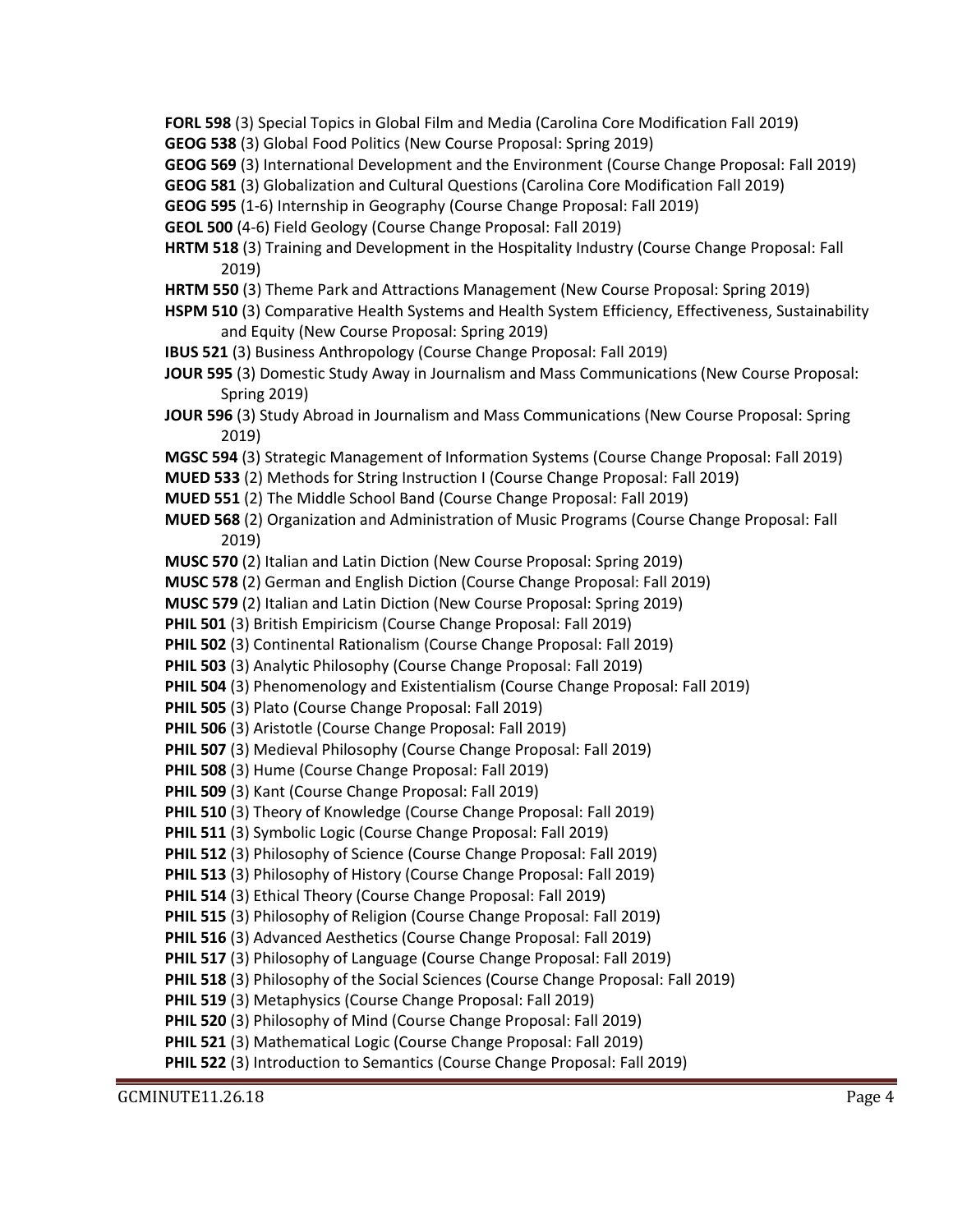**FORL 598** (3) Special Topics in Global Film and Media (Carolina Core Modification Fall 2019)
**GEOG 538** (3) Global Food Politics (New Course Proposal: Spring 2019)
**GEOG 569** (3) International Development and the Environment (Course Change Proposal: Fall 2019)
**GEOG 581** (3) Globalization and Cultural Questions (Carolina Core Modification Fall 2019)
**GEOG 595** (1-6) Internship in Geography (Course Change Proposal: Fall 2019)
**GEOL 500** (4-6) Field Geology (Course Change Proposal: Fall 2019)
**HRTM 518** (3) Training and Development in the Hospitality Industry (Course Change Proposal: Fall 2019)
**HRTM 550** (3) Theme Park and Attractions Management (New Course Proposal: Spring 2019)
**HSPM 510** (3) Comparative Health Systems and Health System Efficiency, Effectiveness, Sustainability and Equity (New Course Proposal: Spring 2019)
**IBUS 521** (3) Business Anthropology (Course Change Proposal: Fall 2019)
**JOUR 595** (3) Domestic Study Away in Journalism and Mass Communications (New Course Proposal: Spring 2019)
**JOUR 596** (3) Study Abroad in Journalism and Mass Communications (New Course Proposal: Spring 2019)
**MGSC 594** (3) Strategic Management of Information Systems (Course Change Proposal: Fall 2019)
**MUED 533** (2) Methods for String Instruction I (Course Change Proposal: Fall 2019)
**MUED 551** (2) The Middle School Band (Course Change Proposal: Fall 2019)
**MUED 568** (2) Organization and Administration of Music Programs (Course Change Proposal: Fall 2019)
**MUSC 570** (2) Italian and Latin Diction (New Course Proposal: Spring 2019)
**MUSC 578** (2) German and English Diction (Course Change Proposal: Fall 2019)
**MUSC 579** (2) Italian and Latin Diction (New Course Proposal: Spring 2019)
**PHIL 501** (3) British Empiricism (Course Change Proposal: Fall 2019)
**PHIL 502** (3) Continental Rationalism (Course Change Proposal: Fall 2019)
**PHIL 503** (3) Analytic Philosophy (Course Change Proposal: Fall 2019)
**PHIL 504** (3) Phenomenology and Existentialism (Course Change Proposal: Fall 2019)
**PHIL 505** (3) Plato (Course Change Proposal: Fall 2019)
**PHIL 506** (3) Aristotle (Course Change Proposal: Fall 2019)
**PHIL 507** (3) Medieval Philosophy (Course Change Proposal: Fall 2019)
**PHIL 508** (3) Hume (Course Change Proposal: Fall 2019)
**PHIL 509** (3) Kant (Course Change Proposal: Fall 2019)
**PHIL 510** (3) Theory of Knowledge (Course Change Proposal: Fall 2019)
**PHIL 511** (3) Symbolic Logic (Course Change Proposal: Fall 2019)
**PHIL 512** (3) Philosophy of Science (Course Change Proposal: Fall 2019)
**PHIL 513** (3) Philosophy of History (Course Change Proposal: Fall 2019)
**PHIL 514** (3) Ethical Theory (Course Change Proposal: Fall 2019)
**PHIL 515** (3) Philosophy of Religion (Course Change Proposal: Fall 2019)
**PHIL 516** (3) Advanced Aesthetics (Course Change Proposal: Fall 2019)
**PHIL 517** (3) Philosophy of Language (Course Change Proposal: Fall 2019)
**PHIL 518** (3) Philosophy of the Social Sciences (Course Change Proposal: Fall 2019)
**PHIL 519** (3) Metaphysics (Course Change Proposal: Fall 2019)
**PHIL 520** (3) Philosophy of Mind (Course Change Proposal: Fall 2019)
**PHIL 521** (3) Mathematical Logic (Course Change Proposal: Fall 2019)
**PHIL 522** (3) Introduction to Semantics (Course Change Proposal: Fall 2019)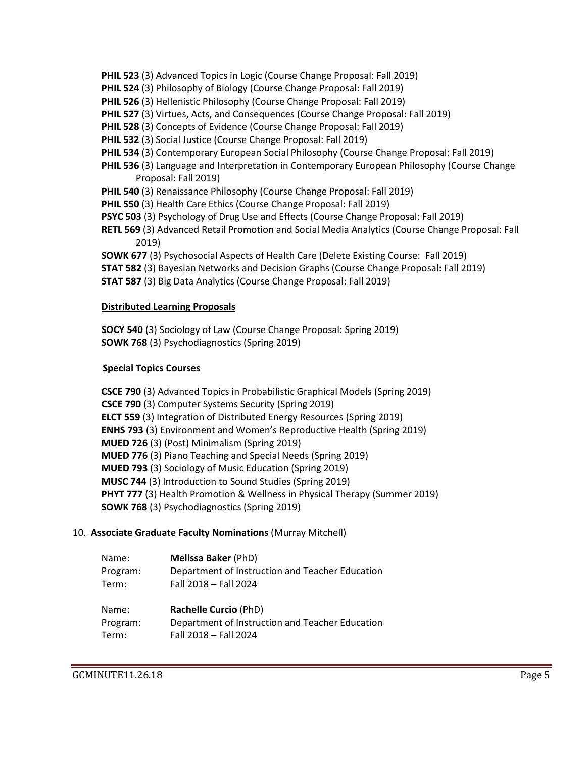**PHIL 523** (3) Advanced Topics in Logic (Course Change Proposal: Fall 2019)
**PHIL 524** (3) Philosophy of Biology (Course Change Proposal: Fall 2019)
**PHIL 526** (3) Hellenistic Philosophy (Course Change Proposal: Fall 2019)
**PHIL 527** (3) Virtues, Acts, and Consequences (Course Change Proposal: Fall 2019)
**PHIL 528** (3) Concepts of Evidence (Course Change Proposal: Fall 2019)
**PHIL 532** (3) Social Justice (Course Change Proposal: Fall 2019)
**PHIL 534** (3) Contemporary European Social Philosophy (Course Change Proposal: Fall 2019)
**PHIL 536** (3) Language and Interpretation in Contemporary European Philosophy (Course Change Proposal: Fall 2019)
**PHIL 540** (3) Renaissance Philosophy (Course Change Proposal: Fall 2019)
**PHIL 550** (3) Health Care Ethics (Course Change Proposal: Fall 2019)
**PSYC 503** (3) Psychology of Drug Use and Effects (Course Change Proposal: Fall 2019)
**RETL 569** (3) Advanced Retail Promotion and Social Media Analytics (Course Change Proposal: Fall 2019)
**SOWK 677** (3) Psychosocial Aspects of Health Care (Delete Existing Course: Fall 2019)
**STAT 582** (3) Bayesian Networks and Decision Graphs (Course Change Proposal: Fall 2019)
**STAT 587** (3) Big Data Analytics (Course Change Proposal: Fall 2019)

**Distributed Learning Proposals**

**SOCY 540** (3) Sociology of Law (Course Change Proposal: Spring 2019)
**SOWK 768** (3) Psychodiagnostics (Spring 2019)

**Special Topics Courses**

**CSCE 790** (3) Advanced Topics in Probabilistic Graphical Models (Spring 2019)
**CSCE 790** (3) Computer Systems Security (Spring 2019)
**ELCT 559** (3) Integration of Distributed Energy Resources (Spring 2019)
**ENHS 793** (3) Environment and Women's Reproductive Health (Spring 2019)
**MUED 726** (3) (Post) Minimalism (Spring 2019)
**MUED 776** (3) Piano Teaching and Special Needs (Spring 2019)
**MUED 793** (3) Sociology of Music Education (Spring 2019)
**MUSC 744** (3) Introduction to Sound Studies (Spring 2019)
**PHYT 777** (3) Health Promotion & Wellness in Physical Therapy (Summer 2019)
**SOWK 768** (3) Psychodiagnostics (Spring 2019)

10. **Associate Graduate Faculty Nominations** (Murray Mitchell)

Name: **Melissa Baker** (PhD)
Program: Department of Instruction and Teacher Education
Term: Fall 2018 – Fall 2024

Name: **Rachelle Curcio** (PhD)
Program: Department of Instruction and Teacher Education
Term: Fall 2018 – Fall 2024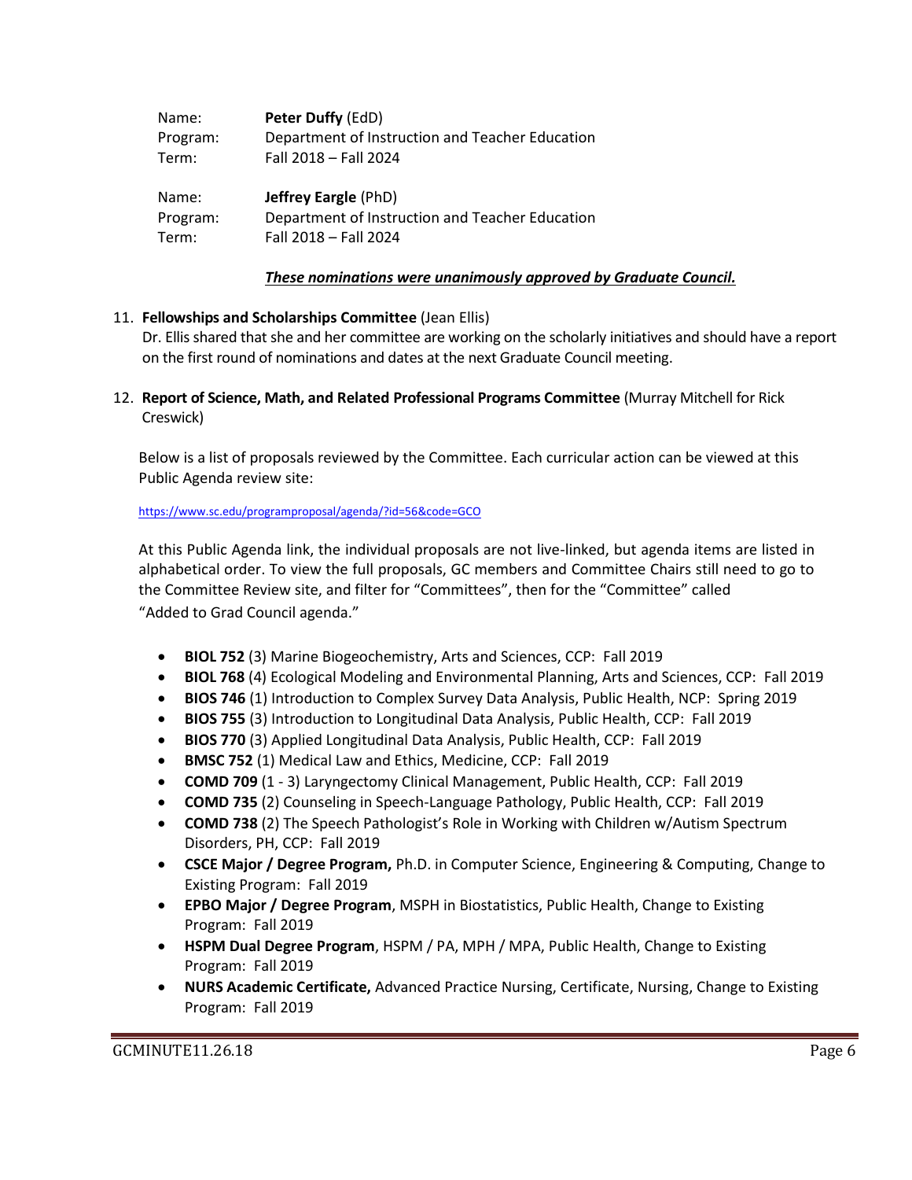Name: **Peter Duffy** (EdD)
Program: Department of Instruction and Teacher Education
Term: Fall 2018 – Fall 2024

Name: **Jeffrey Eargle** (PhD)
Program: Department of Instruction and Teacher Education
Term: Fall 2018 – Fall 2024

***<u>These nominations were unanimously approved by Graduate Council.</u>***

11. **Fellowships and Scholarships Committee** (Jean Ellis)
Dr. Ellis shared that she and her committee are working on the scholarly initiatives and should have a report on the first round of nominations and dates at the next Graduate Council meeting.

12. **Report of Science, Math, and Related Professional Programs Committee** (Murray Mitchell for Rick Creswick)

Below is a list of proposals reviewed by the Committee. Each curricular action can be viewed at this Public Agenda review site:

https://www.sc.edu/programproposal/agenda/?id=56&code=GCO

At this Public Agenda link, the individual proposals are not live-linked, but agenda items are listed in alphabetical order. To view the full proposals, GC members and Committee Chairs still need to go to the Committee Review site, and filter for "Committees", then for the "Committee" called "Added to Grad Council agenda."

- **BIOL 752** (3) Marine Biogeochemistry, Arts and Sciences, CCP: Fall 2019
- **BIOL 768** (4) Ecological Modeling and Environmental Planning, Arts and Sciences, CCP: Fall 2019
- **BIOS 746** (1) Introduction to Complex Survey Data Analysis, Public Health, NCP: Spring 2019
- **BIOS 755** (3) Introduction to Longitudinal Data Analysis, Public Health, CCP: Fall 2019
- **BIOS 770** (3) Applied Longitudinal Data Analysis, Public Health, CCP: Fall 2019
- **BMSC 752** (1) Medical Law and Ethics, Medicine, CCP: Fall 2019
- **COMD 709** (1 - 3) Laryngectomy Clinical Management, Public Health, CCP: Fall 2019
- **COMD 735** (2) Counseling in Speech-Language Pathology, Public Health, CCP: Fall 2019
- **COMD 738** (2) The Speech Pathologist's Role in Working with Children w/Autism Spectrum Disorders, PH, CCP: Fall 2019
- **CSCE Major / Degree Program,** Ph.D. in Computer Science, Engineering & Computing, Change to Existing Program: Fall 2019
- **EPBO Major / Degree Program**, MSPH in Biostatistics, Public Health, Change to Existing Program: Fall 2019
- **HSPM Dual Degree Program**, HSPM / PA, MPH / MPA, Public Health, Change to Existing Program: Fall 2019
- **NURS Academic Certificate,** Advanced Practice Nursing, Certificate, Nursing, Change to Existing Program: Fall 2019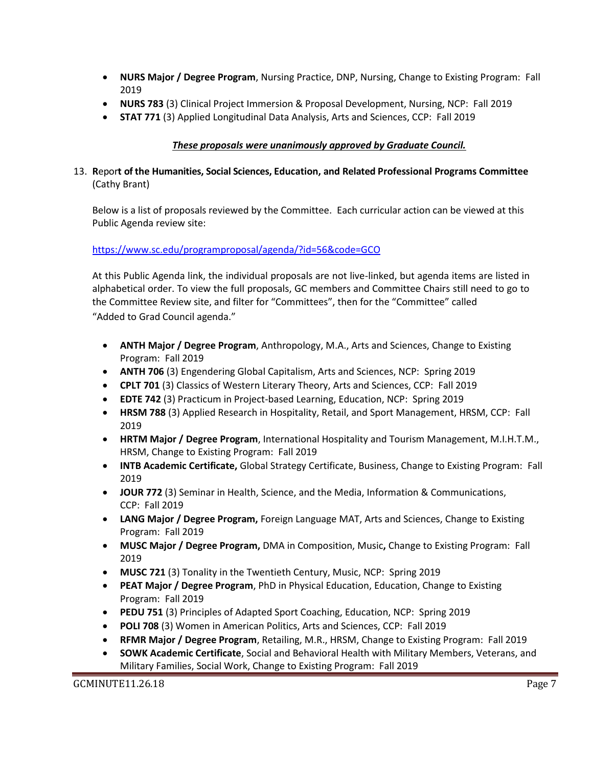- **NURS Major / Degree Program**, Nursing Practice, DNP, Nursing, Change to Existing Program: Fall 2019
- **NURS 783** (3) Clinical Project Immersion & Proposal Development, Nursing, NCP: Fall 2019
- **STAT 771** (3) Applied Longitudinal Data Analysis, Arts and Sciences, CCP: Fall 2019

***These proposals were unanimously approved by Graduate Council.***

13. **Report of the Humanities, Social Sciences, Education, and Related Professional Programs Committee** (Cathy Brant)

Below is a list of proposals reviewed by the Committee. Each curricular action can be viewed at this Public Agenda review site:

https://www.sc.edu/programproposal/agenda/?id=56&code=GCO

At this Public Agenda link, the individual proposals are not live-linked, but agenda items are listed in alphabetical order. To view the full proposals, GC members and Committee Chairs still need to go to the Committee Review site, and filter for "Committees", then for the "Committee" called "Added to Grad Council agenda."

- **ANTH Major / Degree Program**, Anthropology, M.A., Arts and Sciences, Change to Existing Program: Fall 2019
- **ANTH 706** (3) Engendering Global Capitalism, Arts and Sciences, NCP: Spring 2019
- **CPLT 701** (3) Classics of Western Literary Theory, Arts and Sciences, CCP: Fall 2019
- **EDTE 742** (3) Practicum in Project-based Learning, Education, NCP: Spring 2019
- **HRSM 788** (3) Applied Research in Hospitality, Retail, and Sport Management, HRSM, CCP: Fall 2019
- **HRTM Major / Degree Program**, International Hospitality and Tourism Management, M.I.H.T.M., HRSM, Change to Existing Program: Fall 2019
- **INTB Academic Certificate,** Global Strategy Certificate, Business, Change to Existing Program: Fall 2019
- **JOUR 772** (3) Seminar in Health, Science, and the Media, Information & Communications, CCP: Fall 2019
- **LANG Major / Degree Program,** Foreign Language MAT, Arts and Sciences, Change to Existing Program: Fall 2019
- **MUSC Major / Degree Program,** DMA in Composition, Music**,** Change to Existing Program: Fall 2019
- **MUSC 721** (3) Tonality in the Twentieth Century, Music, NCP: Spring 2019
- **PEAT Major / Degree Program**, PhD in Physical Education, Education, Change to Existing Program: Fall 2019
- **PEDU 751** (3) Principles of Adapted Sport Coaching, Education, NCP: Spring 2019
- **POLI 708** (3) Women in American Politics, Arts and Sciences, CCP: Fall 2019
- **RFMR Major / Degree Program**, Retailing, M.R., HRSM, Change to Existing Program: Fall 2019
- **SOWK Academic Certificate**, Social and Behavioral Health with Military Members, Veterans, and Military Families, Social Work, Change to Existing Program: Fall 2019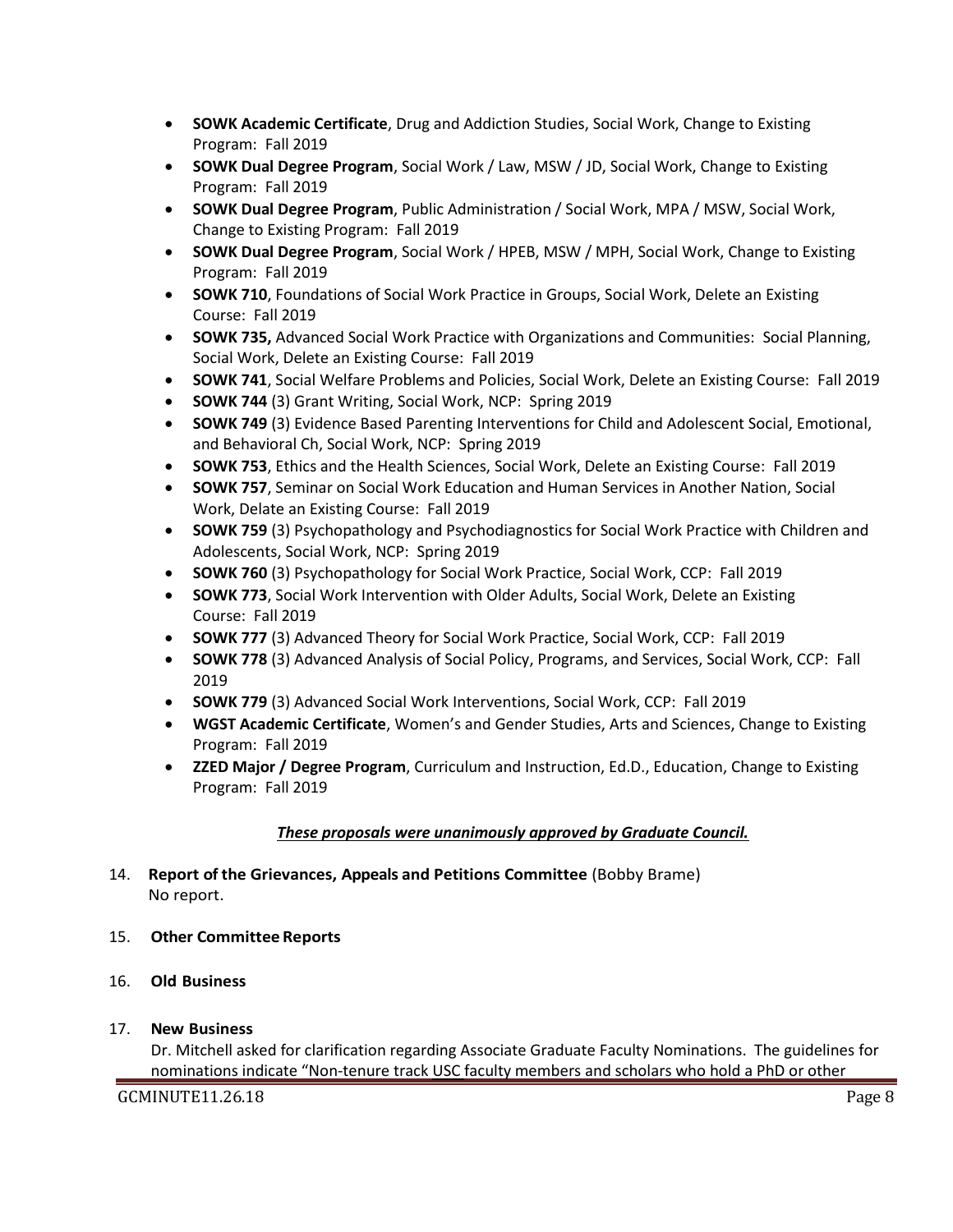- **SOWK Academic Certificate**, Drug and Addiction Studies, Social Work, Change to Existing Program: Fall 2019
- **SOWK Dual Degree Program**, Social Work / Law, MSW / JD, Social Work, Change to Existing Program: Fall 2019
- **SOWK Dual Degree Program**, Public Administration / Social Work, MPA / MSW, Social Work, Change to Existing Program: Fall 2019
- **SOWK Dual Degree Program**, Social Work / HPEB, MSW / MPH, Social Work, Change to Existing Program: Fall 2019
- **SOWK 710**, Foundations of Social Work Practice in Groups, Social Work, Delete an Existing Course: Fall 2019
- **SOWK 735,** Advanced Social Work Practice with Organizations and Communities: Social Planning, Social Work, Delete an Existing Course: Fall 2019
- **SOWK 741**, Social Welfare Problems and Policies, Social Work, Delete an Existing Course: Fall 2019
- **SOWK 744** (3) Grant Writing, Social Work, NCP: Spring 2019
- **SOWK 749** (3) Evidence Based Parenting Interventions for Child and Adolescent Social, Emotional, and Behavioral Ch, Social Work, NCP: Spring 2019
- **SOWK 753**, Ethics and the Health Sciences, Social Work, Delete an Existing Course: Fall 2019
- **SOWK 757**, Seminar on Social Work Education and Human Services in Another Nation, Social Work, Delate an Existing Course: Fall 2019
- **SOWK 759** (3) Psychopathology and Psychodiagnostics for Social Work Practice with Children and Adolescents, Social Work, NCP: Spring 2019
- **SOWK 760** (3) Psychopathology for Social Work Practice, Social Work, CCP: Fall 2019
- **SOWK 773**, Social Work Intervention with Older Adults, Social Work, Delete an Existing Course: Fall 2019
- **SOWK 777** (3) Advanced Theory for Social Work Practice, Social Work, CCP: Fall 2019
- **SOWK 778** (3) Advanced Analysis of Social Policy, Programs, and Services, Social Work, CCP: Fall 2019
- **SOWK 779** (3) Advanced Social Work Interventions, Social Work, CCP: Fall 2019
- **WGST Academic Certificate**, Women's and Gender Studies, Arts and Sciences, Change to Existing Program: Fall 2019
- **ZZED Major / Degree Program**, Curriculum and Instruction, Ed.D., Education, Change to Existing Program: Fall 2019

***These proposals were unanimously approved by Graduate Council.***

14. **Report of the Grievances, Appeals and Petitions Committee** (Bobby Brame)
    No report.

15. **Other Committee Reports**

16. **Old Business**

17. **New Business**
    Dr. Mitchell asked for clarification regarding Associate Graduate Faculty Nominations. The guidelines for nominations indicate "Non-tenure track USC faculty members and scholars who hold a PhD or other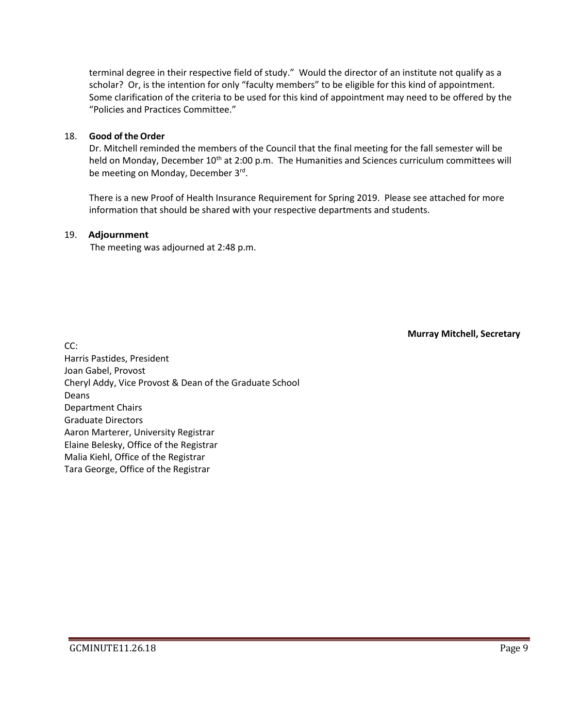terminal degree in their respective field of study." Would the director of an institute not qualify as a scholar? Or, is the intention for only "faculty members" to be eligible for this kind of appointment. Some clarification of the criteria to be used for this kind of appointment may need to be offered by the "Policies and Practices Committee."

18. **Good of the Order**

Dr. Mitchell reminded the members of the Council that the final meeting for the fall semester will be held on Monday, December 10th at 2:00 p.m. The Humanities and Sciences curriculum committees will be meeting on Monday, December 3rd.

There is a new Proof of Health Insurance Requirement for Spring 2019. Please see attached for more information that should be shared with your respective departments and students.

19. **Adjournment**

The meeting was adjourned at 2:48 p.m.

**Murray Mitchell, Secretary**

CC:
Harris Pastides, President
Joan Gabel, Provost
Cheryl Addy, Vice Provost & Dean of the Graduate School
Deans
Department Chairs
Graduate Directors
Aaron Marterer, University Registrar
Elaine Belesky, Office of the Registrar
Malia Kiehl, Office of the Registrar
Tara George, Office of the Registrar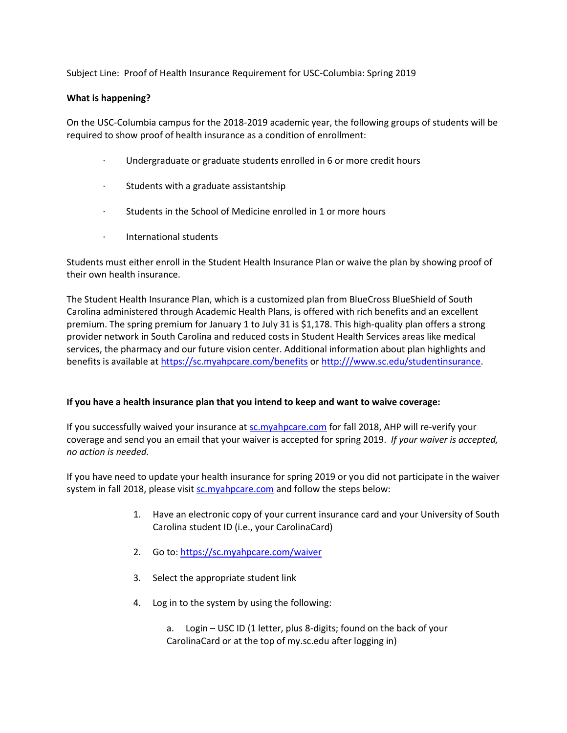Subject Line: Proof of Health Insurance Requirement for USC-Columbia: Spring 2019

**What is happening?**

On the USC-Columbia campus for the 2018-2019 academic year, the following groups of students will be required to show proof of health insurance as a condition of enrollment:

- Undergraduate or graduate students enrolled in 6 or more credit hours
- Students with a graduate assistantship
- Students in the School of Medicine enrolled in 1 or more hours
- International students

Students must either enroll in the Student Health Insurance Plan or waive the plan by showing proof of their own health insurance.

The Student Health Insurance Plan, which is a customized plan from BlueCross BlueShield of South Carolina administered through Academic Health Plans, is offered with rich benefits and an excellent premium. The spring premium for January 1 to July 31 is $1,178. This high-quality plan offers a strong provider network in South Carolina and reduced costs in Student Health Services areas like medical services, the pharmacy and our future vision center. Additional information about plan highlights and benefits is available at https://sc.myahpcare.com/benefits or http:///www.sc.edu/studentinsurance.

**If you have a health insurance plan that you intend to keep and want to waive coverage:**

If you successfully waived your insurance at sc.myahpcare.com for fall 2018, AHP will re-verify your coverage and send you an email that your waiver is accepted for spring 2019. *If your waiver is accepted, no action is needed.*

If you have need to update your health insurance for spring 2019 or you did not participate in the waiver system in fall 2018, please visit sc.myahpcare.com and follow the steps below:

1. Have an electronic copy of your current insurance card and your University of South Carolina student ID (i.e., your CarolinaCard)
2. Go to: https://sc.myahpcare.com/waiver
3. Select the appropriate student link
4. Log in to the system by using the following:
    a. Login – USC ID (1 letter, plus 8-digits; found on the back of your CarolinaCard or at the top of my.sc.edu after logging in)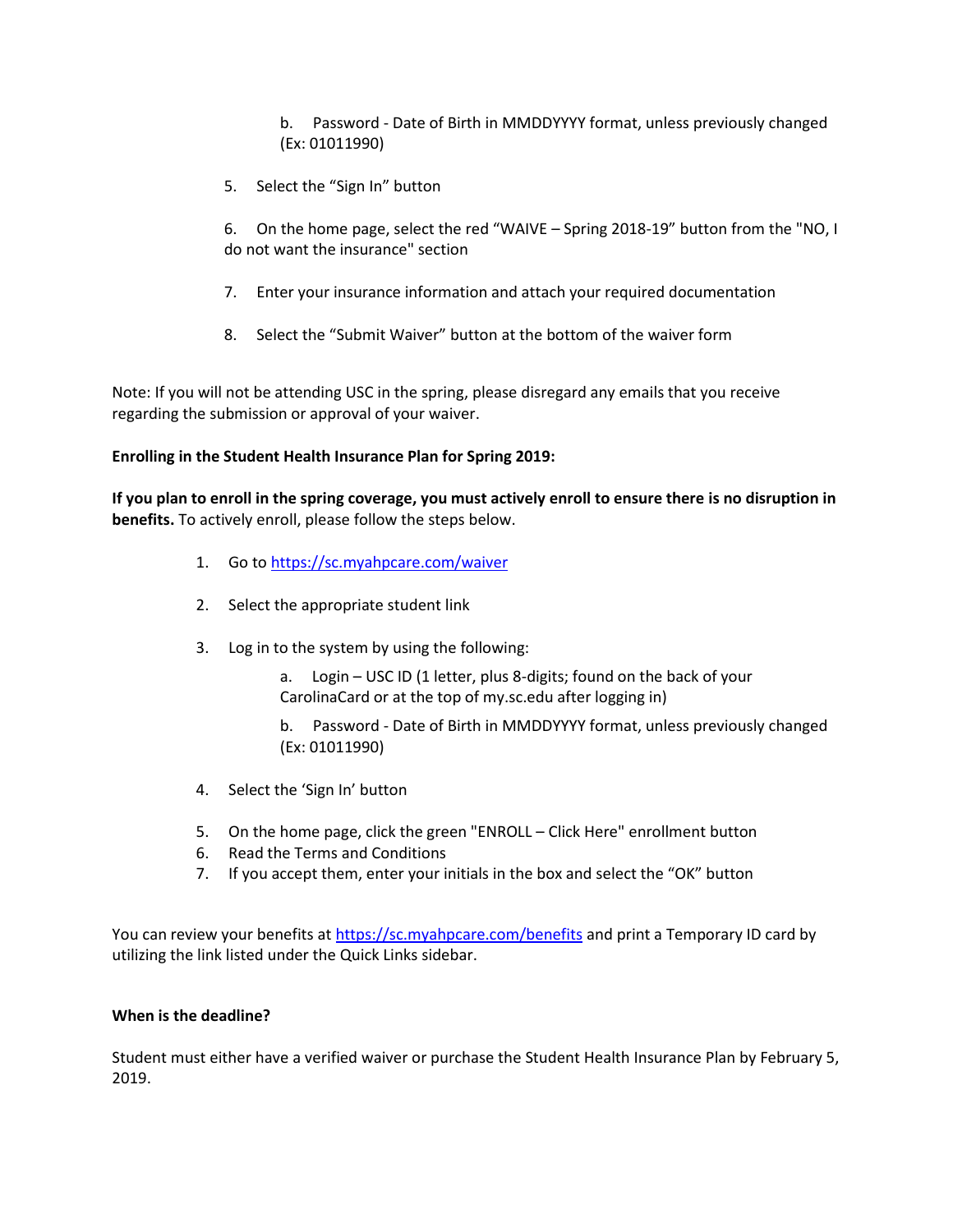b. Password - Date of Birth in MMDDYYYY format, unless previously changed (Ex: 01011990)

5. Select the "Sign In" button

6. On the home page, select the red "WAIVE – Spring 2018-19" button from the "NO, I do not want the insurance" section

7. Enter your insurance information and attach your required documentation

8. Select the "Submit Waiver" button at the bottom of the waiver form

Note: If you will not be attending USC in the spring, please disregard any emails that you receive regarding the submission or approval of your waiver.

**Enrolling in the Student Health Insurance Plan for Spring 2019:**

**If you plan to enroll in the spring coverage, you must actively enroll to ensure there is no disruption in benefits.** To actively enroll, please follow the steps below.

1. Go to https://sc.myahpcare.com/waiver

2. Select the appropriate student link

3. Log in to the system by using the following:

    a. Login – USC ID (1 letter, plus 8-digits; found on the back of your CarolinaCard or at the top of my.sc.edu after logging in)

    b. Password - Date of Birth in MMDDYYYY format, unless previously changed (Ex: 01011990)

4. Select the 'Sign In' button

5. On the home page, click the green "ENROLL – Click Here" enrollment button
6. Read the Terms and Conditions
7. If you accept them, enter your initials in the box and select the "OK" button

You can review your benefits at https://sc.myahpcare.com/benefits and print a Temporary ID card by utilizing the link listed under the Quick Links sidebar.

**When is the deadline?**

Student must either have a verified waiver or purchase the Student Health Insurance Plan by February 5, 2019.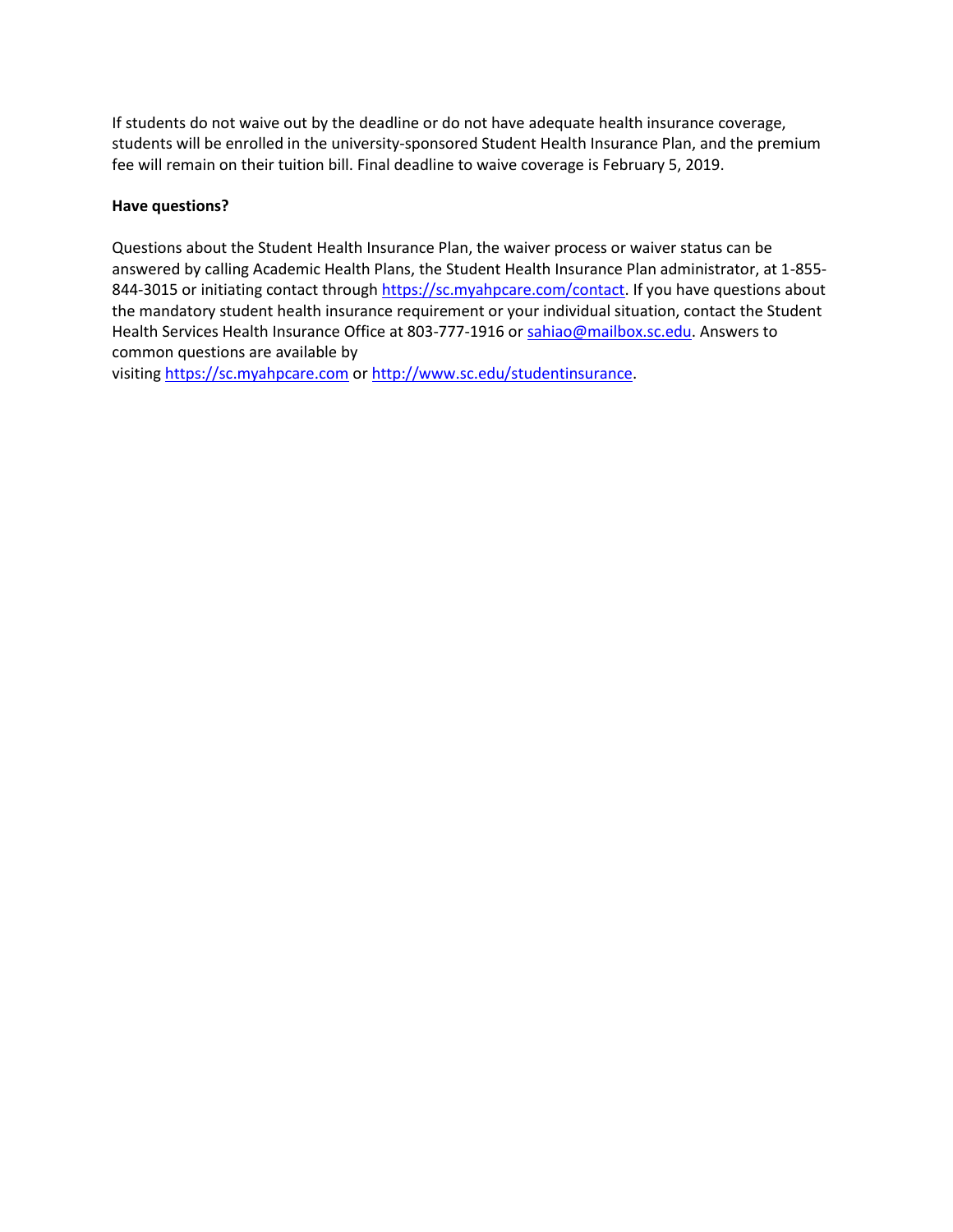If students do not waive out by the deadline or do not have adequate health insurance coverage, students will be enrolled in the university-sponsored Student Health Insurance Plan, and the premium fee will remain on their tuition bill. Final deadline to waive coverage is February 5, 2019.

**Have questions?**

Questions about the Student Health Insurance Plan, the waiver process or waiver status can be answered by calling Academic Health Plans, the Student Health Insurance Plan administrator, at 1-855-844-3015 or initiating contact through https://sc.myahpcare.com/contact. If you have questions about the mandatory student health insurance requirement or your individual situation, contact the Student Health Services Health Insurance Office at 803-777-1916 or sahiao@mailbox.sc.edu. Answers to common questions are available by visiting https://sc.myahpcare.com or http://www.sc.edu/studentinsurance.